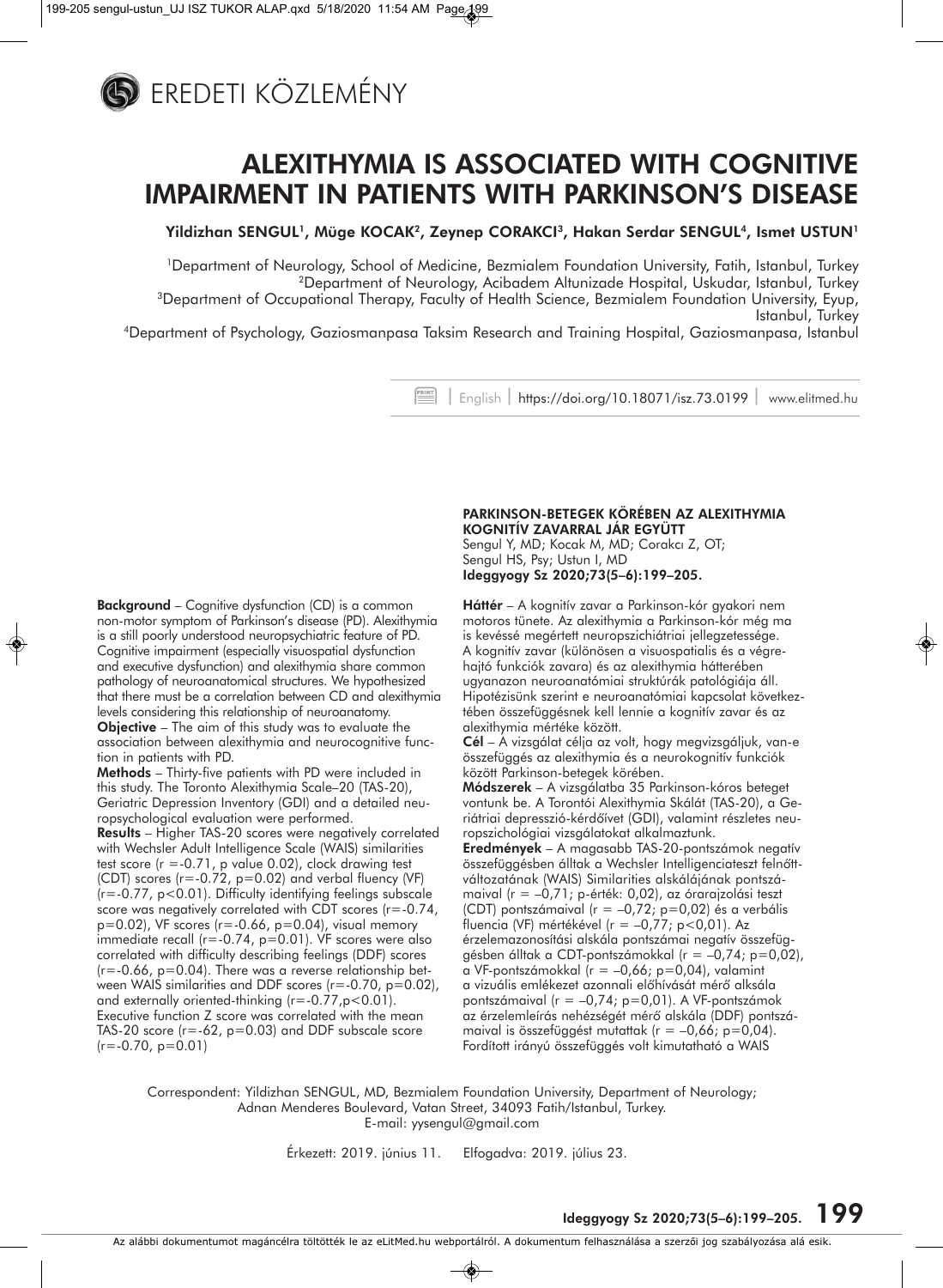EREDETI KÖZLEMÉNY

# ALEXITHYMIA IS ASSOCIATED WITH COGNITIVE IMPAIRMENT IN PATIENTS WITH PARKINSON'S DISEASE

**Yildizhan SENGUL[1], Müge KOCAK[2], Zeynep CORAKCI[3], Hakan Serdar SENGUL[4], Ismet USTUN[1]**

[1]Department of Neurology, School of Medicine, Bezmialem Foundation University, Fatih, Istanbul, Turkey
[2]Department of Neurology, Acibadem Altunizade Hospital, Uskudar, Istanbul, Turkey
[3]Department of Occupational Therapy, Faculty of Health Science, Bezmialem Foundation University, Eyup, Istanbul, Turkey
[4]Department of Psychology, Gaziosmanpasa Taksim Research and Training Hospital, Gaziosmanpasa, Istanbul

| English | https://doi.org/10.18071/isz.73.0199 | www.elitmed.hu

**Background** – Cognitive dysfunction (CD) is a common non-motor symptom of Parkinson's disease (PD). Alexithymia is a still poorly understood neuropsychiatric feature of PD. Cognitive impairment (especially visuospatial dysfunction and executive dysfunction) and alexithymia share common pathology of neuroanatomical structures. We hypothesized that there must be a correlation between CD and alexithymia levels considering this relationship of neuroanatomy.

**Objective** – The aim of this study was to evaluate the association between alexithymia and neurocognitive function in patients with PD.

**Methods** – Thirty-five patients with PD were included in this study. The Toronto Alexithymia Scale–20 (TAS-20), Geriatric Depression Inventory (GDI) and a detailed neuropsychological evaluation were performed.

**Results** – Higher TAS-20 scores were negatively correlated with Wechsler Adult Intelligence Scale (WAIS) similarities test score (r =-0.71, p value 0.02), clock drawing test (CDT) scores (r=-0.72, p=0.02) and verbal fluency (VF) (r=-0.77, p<0.01). Difficulty identifying feelings subscale score was negatively correlated with CDT scores (r=-0.74, p=0.02), VF scores (r=-0.66, p=0.04), visual memory immediate recall (r=-0.74, p=0.01). VF scores were also correlated with difficulty describing feelings (DDF) scores (r=-0.66, p=0.04). There was a reverse relationship between WAIS similarities and DDF scores (r=-0.70, p=0.02), and externally oriented-thinking (r=-0.77,p<0.01). Executive function Z score was correlated with the mean TAS-20 score (r=-62, p=0.03) and DDF subscale score (r=-0.70, p=0.01)

**PARKINSON-BETEGEK KÖRÉBEN AZ ALEXITHYMIA KOGNITÍV ZAVARRAL JÁR EGYÜTT**
Sengul Y, MD; Kocak M, MD; Corakcı Z, OT; Sengul HS, Psy; Ustun I, MD
**Ideggyogy Sz 2020;73(5–6):199–205.**

**Háttér** – A kognitív zavar a Parkinson-kór gyakori nem motoros tünete. Az alexithymia a Parkinson-kór még ma is kevéssé megértett neuropszichiátriai jellegzetessége. A kognitív zavar (különösen a visuospatialis és a végrehajtó funkciók zavara) és az alexithymia hátterében ugyanazon neuroanatómiai struktúrák patológiája áll. Hipotézisünk szerint e neuroanatómiai kapcsolat következtében összefüggésnek kell lennie a kognitív zavar és az alexithymia mértéke között.

**Cél** – A vizsgálat célja az volt, hogy megvizsgáljuk, van-e összefüggés az alexithymia és a neurokognitív funkciók között Parkinson-betegek körében.

**Módszerek** – A vizsgálatba 35 Parkinson-kóros beteget vontunk be. A Torontói Alexithymia Skálát (TAS-20), a Geriátriai depresszió-kérdőívet (GDI), valamint részletes neuropszichológiai vizsgálatokat alkalmaztunk.

**Eredmények** – A magasabb TAS-20-pontszámok negatív összefüggésben álltak a Wechsler Intelligenciateszt felnőttváltozatának (WAIS) Similarities alskálájának pontszámaival (r = –0,71; p-érték: 0,02), az órarajzolási teszt (CDT) pontszámaival (r = –0,72; p=0,02) és a verbális fluencia (VF) mértékével (r = –0,77; p<0,01). Az érzelemazonosítási alskála pontszámai negatív összefüggésben álltak a CDT-pontszámokkal (r = –0,74; p=0,02), a VF-pontszámokkal (r = –0,66; p=0,04), valamint a vizuális emlékezet azonnali előhívását mérő alksála pontszámaival (r = –0,74; p=0,01). A VF-pontszámok az érzelemleírás nehézségét mérő alskála (DDF) pontszámaival is összefüggést mutattak (r = –0,66; p=0,04). Fordított irányú összefüggés volt kimutatható a WAIS

Correspondent: Yildizhan SENGUL, MD, Bezmialem Foundation University, Department of Neurology; Adnan Menderes Boulevard, Vatan Street, 34093 Fatih/Istanbul, Turkey.
E-mail: yysengul@gmail.com

Érkezett: 2019. június 11. Elfogadva: 2019. július 23.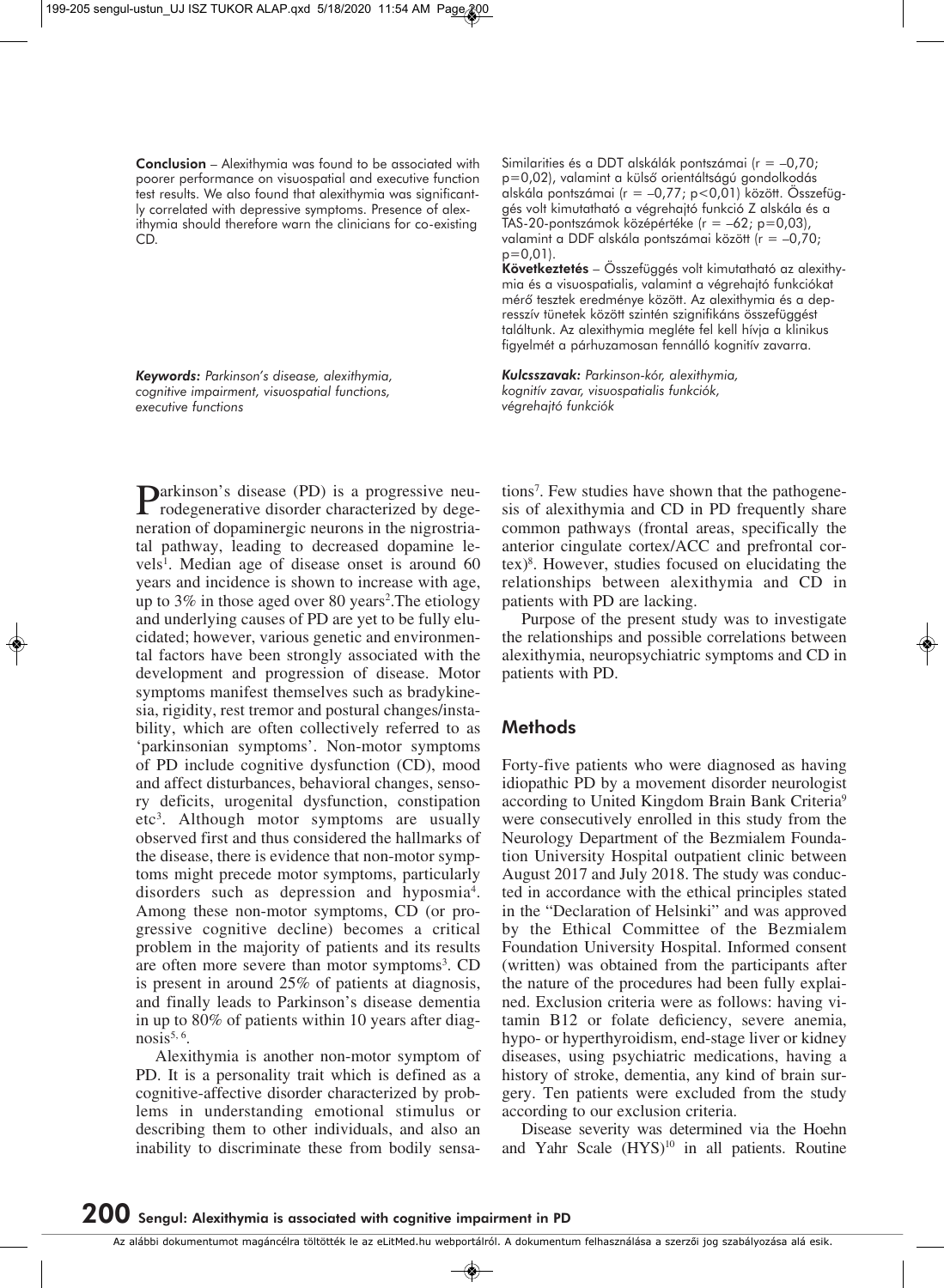**Conclusion** – Alexithymia was found to be associated with poorer performance on visuospatial and executive function test results. We also found that alexithymia was significantly correlated with depressive symptoms. Presence of alexithymia should therefore warn the clinicians for co-existing CD.

*Keywords: Parkinson's disease, alexithymia, cognitive impairment, visuospatial functions, executive functions*

Similarities és a DDT alskálák pontszámai (r = –0,70; p=0,02), valamint a külső orientáltságú gondolkodás alskála pontszámai (r = –0,77; p<0,01) között. Összefüggés volt kimutatható a végrehajtó funkció Z alskála és a TAS-20-pontszámok középértéke (r = –62; p=0,03), valamint a DDF alskála pontszámai között (r = –0,70; p=0,01).

**Következtetés** – Összefüggés volt kimutatható az alexithymia és a visuospatialis, valamint a végrehajtó funkciókat mérő tesztek eredménye között. Az alexithymia és a depresszív tünetek között szintén szignifikáns összefüggést találtunk. Az alexithymia megléte fel kell hívja a klinikus figyelmét a párhuzamosan fennálló kognitív zavarra.

*Kulcsszavak: Parkinson-kór, alexithymia, kognitív zavar, visuospatialis funkciók, végrehajtó funkciók*

Parkinson's disease (PD) is a progressive neurodegenerative disorder characterized by degeneration of dopaminergic neurons in the nigrostriatal pathway, leading to decreased dopamine levels[1]. Median age of disease onset is around 60 years and incidence is shown to increase with age, up to 3% in those aged over 80 years[2].The etiology and underlying causes of PD are yet to be fully elucidated; however, various genetic and environmental factors have been strongly associated with the development and progression of disease. Motor symptoms manifest themselves such as bradykinesia, rigidity, rest tremor and postural changes/instability, which are often collectively referred to as 'parkinsonian symptoms'. Non-motor symptoms of PD include cognitive dysfunction (CD), mood and affect disturbances, behavioral changes, sensory deficits, urogenital dysfunction, constipation etc[3]. Although motor symptoms are usually observed first and thus considered the hallmarks of the disease, there is evidence that non-motor symptoms might precede motor symptoms, particularly disorders such as depression and hyposmia[4]. Among these non-motor symptoms, CD (or progressive cognitive decline) becomes a critical problem in the majority of patients and its results are often more severe than motor symptoms[3]. CD is present in around 25% of patients at diagnosis, and finally leads to Parkinson's disease dementia in up to 80% of patients within 10 years after diagnosis[5, 6].

Alexithymia is another non-motor symptom of PD. It is a personality trait which is defined as a cognitive-affective disorder characterized by problems in understanding emotional stimulus or describing them to other individuals, and also an inability to discriminate these from bodily sensations[7]. Few studies have shown that the pathogenesis of alexithymia and CD in PD frequently share common pathways (frontal areas, specifically the anterior cingulate cortex/ACC and prefrontal cortex)[8]. However, studies focused on elucidating the relationships between alexithymia and CD in patients with PD are lacking.

Purpose of the present study was to investigate the relationships and possible correlations between alexithymia, neuropsychiatric symptoms and CD in patients with PD.

## Methods

Forty-five patients who were diagnosed as having idiopathic PD by a movement disorder neurologist according to United Kingdom Brain Bank Criteria[9] were consecutively enrolled in this study from the Neurology Department of the Bezmialem Foundation University Hospital outpatient clinic between August 2017 and July 2018. The study was conducted in accordance with the ethical principles stated in the "Declaration of Helsinki" and was approved by the Ethical Committee of the Bezmialem Foundation University Hospital. Informed consent (written) was obtained from the participants after the nature of the procedures had been fully explained. Exclusion criteria were as follows: having vitamin B12 or folate deficiency, severe anemia, hypo- or hyperthyroidism, end-stage liver or kidney diseases, using psychiatric medications, having a history of stroke, dementia, any kind of brain surgery. Ten patients were excluded from the study according to our exclusion criteria.

Disease severity was determined via the Hoehn and Yahr Scale (HYS)[10] in all patients. Routine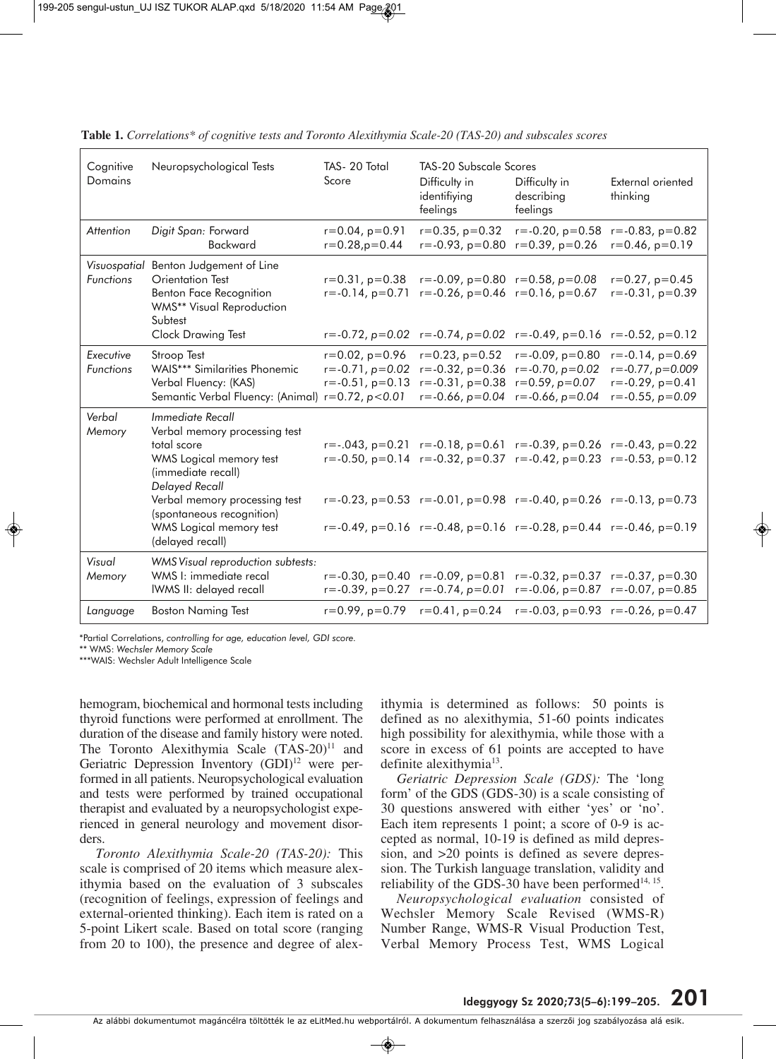**Table 1.** *Correlations* of cognitive tests and Toronto Alexithymia Scale-20 (TAS-20) and subscales scores*

| Cognitive Domains | Neuropsychological Tests | TAS- 20 Total Score | TAS-20 Subscale Scores | | |
|---|---|---|---|---|---|
| | | | Difficulty in identifiying feelings | Difficulty in describing feelings | External oriented thinking |
| *Attention* | *Digit Span:* Forward | r=0.04, p=0.91 | r=0.35, p=0.32 | r=-0.20, p=0.58 | r=-0.83, p=0.82 |
| | Backward | r=0.28,p=0.44 | r=-0.93, p=0.80 | r=0.39, p=0.26 | r=0.46, p=0.19 |
| *Visuospatial Functions* | Benton Judgement of Line Orientation Test | r=0.31, p=0.38 | r=-0.09, p=0.80 | r=0.58, *p=0.08* | r=0.27, p=0.45 |
| | Benton Face Recognition | r=-0.14, p=0.71 | r=-0.26, p=0.46 | r=0.16, p=0.67 | r=-0.31, p=0.39 |
| | WMS** Visual Reproduction Subtest | | | | |
| | Clock Drawing Test | r=-0.72, *p=0.02* | r=-0.74, *p=0.02* | r=-0.49, p=0.16 | r=-0.52, p=0.12 |
| *Executive Functions* | Stroop Test | r=0.02, p=0.96 | r=0.23, p=0.52 | r=-0.09, p=0.80 | r=-0.14, p=0.69 |
| | WAIS*** Similarities Phonemic | r=-0.71, *p=0.02* | r=-0.32, p=0.36 | r=-0.70, *p=0.02* | r=-0.77, *p=0.009* |
| | Verbal Fluency: (KAS) | r=-0.51, p=0.13 | r=-0.31, p=0.38 | r=0.59, *p=0.07* | r=-0.29, p=0.41 |
| | Semantic Verbal Fluency: (Animal) | r=0.72, *p<0.01* | r=-0.66, *p=0.04* | r=-0.66, *p=0.04* | r=-0.55, *p=0.09* |
| *Verbal Memory* | *Immediate Recall* | | | | |
| | Verbal memory processing test total score | r=-.043, p=0.21 | r=-0.18, p=0.61 | r=-0.39, p=0.26 | r=-0.43, p=0.22 |
| | WMS Logical memory test (immediate recall) | r=-0.50, p=0.14 | r=-0.32, p=0.37 | r=-0.42, p=0.23 | r=-0.53, p=0.12 |
| | *Delayed Recall* | | | | |
| | Verbal memory processing test (spontaneous recognition) | r=-0.23, p=0.53 | r=-0.01, p=0.98 | r=-0.40, p=0.26 | r=-0.13, p=0.73 |
| | WMS Logical memory test (delayed recall) | r=-0.49, p=0.16 | r=-0.48, p=0.16 | r=-0.28, p=0.44 | r=-0.46, p=0.19 |
| *Visual Memory* | *WMS Visual reproduction subtests:* | | | | |
| | WMS I: immediate recal | r=-0.30, p=0.40 | r=-0.09, p=0.81 | r=-0.32, p=0.37 | r=-0.37, p=0.30 |
| | IWMS II: delayed recall | r=-0.39, p=0.27 | r=-0.74, *p=0.01* | r=-0.06, p=0.87 | r=-0.07, p=0.85 |
| *Language* | Boston Naming Test | r=0.99, p=0.79 | r=0.41, p=0.24 | r=-0.03, p=0.93 | r=-0.26, p=0.47 |

*Partial Correlations, *controlling for age, education level, GDI score.*
** WMS: *Wechsler Memory Scale*
***WAIS: Wechsler Adult Intelligence Scale

hemogram, biochemical and hormonal tests including thyroid functions were performed at enrollment. The duration of the disease and family history were noted. The Toronto Alexithymia Scale (TAS-20)[11] and Geriatric Depression Inventory (GDI)[12] were performed in all patients. Neuropsychological evaluation and tests were performed by trained occupational therapist and evaluated by a neuropsychologist experienced in general neurology and movement disorders.

*Toronto Alexithymia Scale-20 (TAS-20):* This scale is comprised of 20 items which measure alexithymia based on the evaluation of 3 subscales (recognition of feelings, expression of feelings and external-oriented thinking). Each item is rated on a 5-point Likert scale. Based on total score (ranging from 20 to 100), the presence and degree of alexithymia is determined as follows: 50 points is defined as no alexithymia, 51-60 points indicates high possibility for alexithymia, while those with a score in excess of 61 points are accepted to have definite alexithymia[13].

*Geriatric Depression Scale (GDS):* The 'long form' of the GDS (GDS-30) is a scale consisting of 30 questions answered with either 'yes' or 'no'. Each item represents 1 point; a score of 0-9 is accepted as normal, 10-19 is defined as mild depression, and >20 points is defined as severe depression. The Turkish language translation, validity and reliability of the GDS-30 have been performed[14, 15].

*Neuropsychological evaluation* consisted of Wechsler Memory Scale Revised (WMS-R) Number Range, WMS-R Visual Production Test, Verbal Memory Process Test, WMS Logical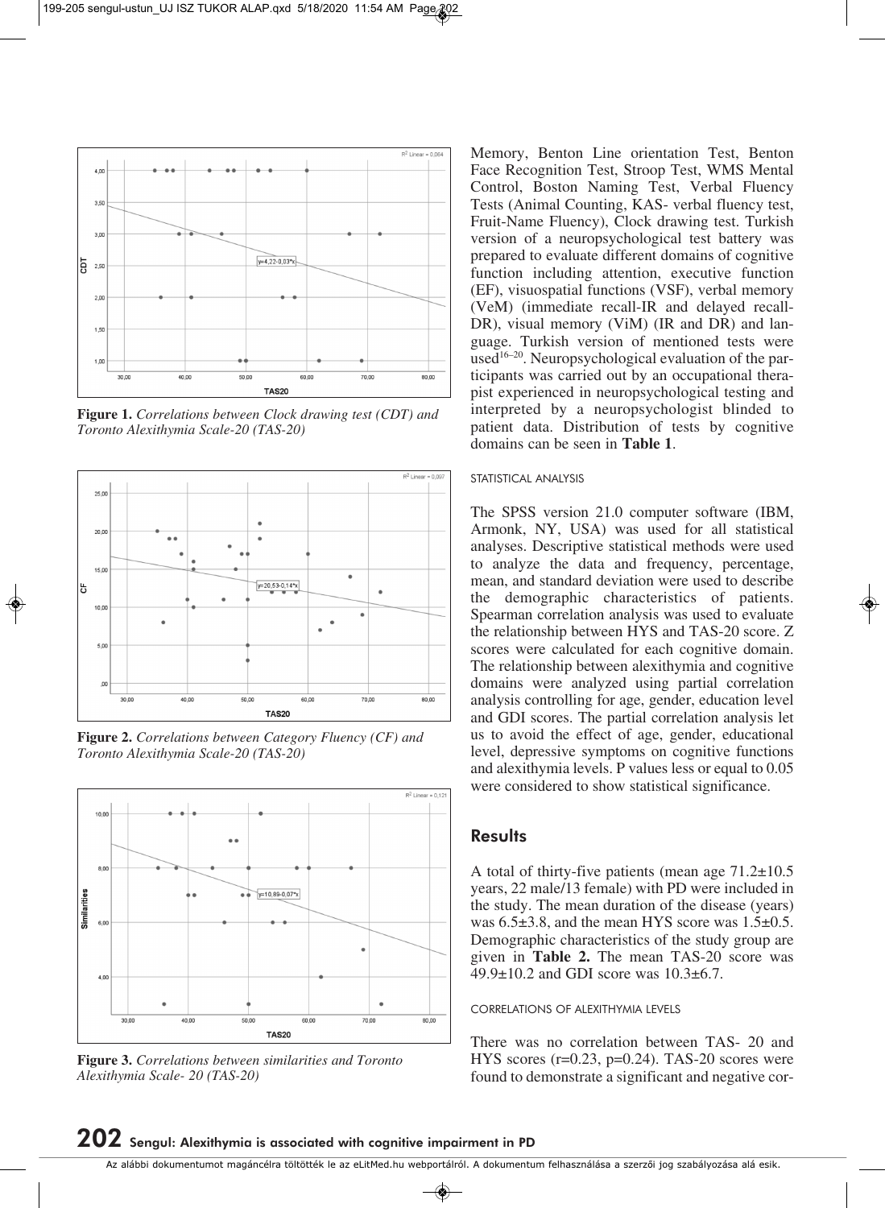**Figure 1.** *Correlations between Clock drawing test (CDT) and Toronto Alexithymia Scale-20 (TAS-20)*

**Figure 2.** *Correlations between Category Fluency (CF) and Toronto Alexithymia Scale-20 (TAS-20)*

**Figure 3.** *Correlations between similarities and Toronto Alexithymia Scale- 20 (TAS-20)*

Memory, Benton Line orientation Test, Benton Face Recognition Test, Stroop Test, WMS Mental Control, Boston Naming Test, Verbal Fluency Tests (Animal Counting, KAS- verbal fluency test, Fruit-Name Fluency), Clock drawing test. Turkish version of a neuropsychological test battery was prepared to evaluate different domains of cognitive function including attention, executive function (EF), visuospatial functions (VSF), verbal memory (VeM) (immediate recall-IR and delayed recall-DR), visual memory (ViM) (IR and DR) and language. Turkish version of mentioned tests were used[16–20]. Neuropsychological evaluation of the participants was carried out by an occupational therapist experienced in neuropsychological testing and interpreted by a neuropsychologist blinded to patient data. Distribution of tests by cognitive domains can be seen in **Table 1**.

STATISTICAL ANALYSIS

The SPSS version 21.0 computer software (IBM, Armonk, NY, USA) was used for all statistical analyses. Descriptive statistical methods were used to analyze the data and frequency, percentage, mean, and standard deviation were used to describe the demographic characteristics of patients. Spearman correlation analysis was used to evaluate the relationship between HYS and TAS-20 score. Z scores were calculated for each cognitive domain. The relationship between alexithymia and cognitive domains were analyzed using partial correlation analysis controlling for age, gender, education level and GDI scores. The partial correlation analysis let us to avoid the effect of age, gender, educational level, depressive symptoms on cognitive functions and alexithymia levels. P values less or equal to 0.05 were considered to show statistical significance.

## Results

A total of thirty-five patients (mean age 71.2±10.5 years, 22 male/13 female) with PD were included in the study. The mean duration of the disease (years) was 6.5±3.8, and the mean HYS score was 1.5±0.5. Demographic characteristics of the study group are given in **Table 2.** The mean TAS-20 score was 49.9±10.2 and GDI score was 10.3±6.7.

CORRELATIONS OF ALEXITHYMIA LEVELS

There was no correlation between TAS- 20 and HYS scores (r=0.23, p=0.24). TAS-20 scores were found to demonstrate a significant and negative cor-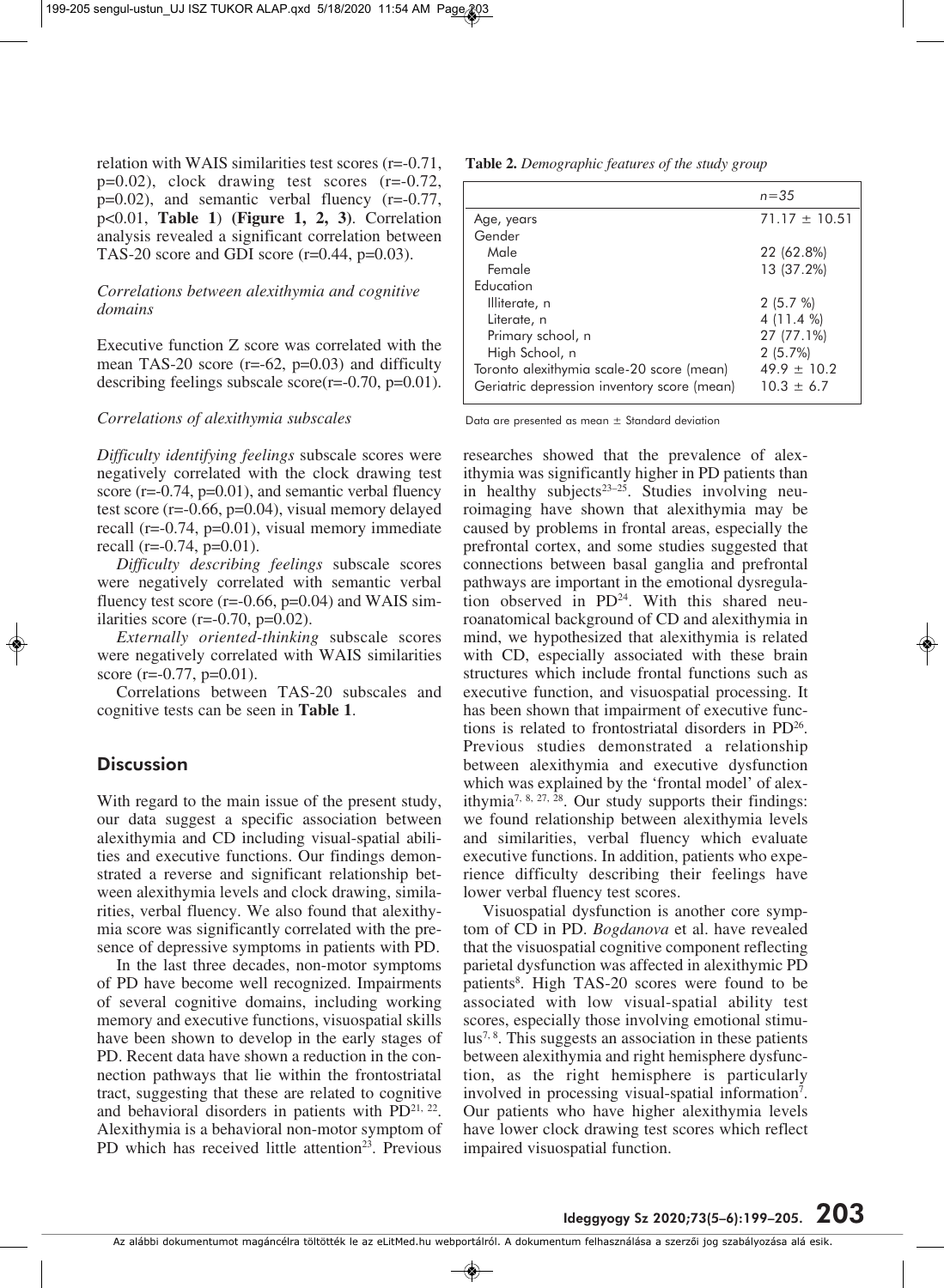relation with WAIS similarities test scores (r=-0.71, p=0.02), clock drawing test scores (r=-0.72, p=0.02), and semantic verbal fluency (r=-0.77, p<0.01, **Table 1**) **(Figure 1, 2, 3)**. Correlation analysis revealed a significant correlation between TAS-20 score and GDI score (r=0.44, p=0.03).

### *Correlations between alexithymia and cognitive domains*

Executive function Z score was correlated with the mean TAS-20 score (r=-62, p=0.03) and difficulty describing feelings subscale score(r=-0.70, p=0.01).

### *Correlations of alexithymia subscales*

*Difficulty identifying feelings* subscale scores were negatively correlated with the clock drawing test score (r=-0.74, p=0.01), and semantic verbal fluency test score (r=-0.66, p=0.04), visual memory delayed recall (r=-0.74, p=0.01), visual memory immediate recall (r=-0.74, p=0.01).

*Difficulty describing feelings* subscale scores were negatively correlated with semantic verbal fluency test score (r=-0.66, p=0.04) and WAIS similarities score (r=-0.70, p=0.02).

*Externally oriented-thinking* subscale scores were negatively correlated with WAIS similarities score (r=-0.77, p=0.01).

Correlations between TAS-20 subscales and cognitive tests can be seen in **Table 1**.

## Discussion

With regard to the main issue of the present study, our data suggest a specific association between alexithymia and CD including visual-spatial abilities and executive functions. Our findings demonstrated a reverse and significant relationship between alexithymia levels and clock drawing, similarities, verbal fluency. We also found that alexithymia score was significantly correlated with the presence of depressive symptoms in patients with PD.

In the last three decades, non-motor symptoms of PD have become well recognized. Impairments of several cognitive domains, including working memory and executive functions, visuospatial skills have been shown to develop in the early stages of PD. Recent data have shown a reduction in the connection pathways that lie within the frontostriatal tract, suggesting that these are related to cognitive and behavioral disorders in patients with PD[21, 22]. Alexithymia is a behavioral non-motor symptom of PD which has received little attention[23]. Previous researches showed that the prevalence of alexithymia was significantly higher in PD patients than in healthy subjects[23–25]. Studies involving neuroimaging have shown that alexithymia may be caused by problems in frontal areas, especially the prefrontal cortex, and some studies suggested that connections between basal ganglia and prefrontal pathways are important in the emotional dysregulation observed in PD[24]. With this shared neuroanatomical background of CD and alexithymia in mind, we hypothesized that alexithymia is related with CD, especially associated with these brain structures which include frontal functions such as executive function, and visuospatial processing. It has been shown that impairment of executive functions is related to frontostriatal disorders in PD[26]. Previous studies demonstrated a relationship between alexithymia and executive dysfunction which was explained by the 'frontal model' of alexithymia[7, 8, 27, 28]. Our study supports their findings: we found relationship between alexithymia levels and similarities, verbal fluency which evaluate executive functions. In addition, patients who experience difficulty describing their feelings have lower verbal fluency test scores.

**Table 2.** *Demographic features of the study group*

| | n=35 |
|---|---|
| Age, years | 71.17 ± 10.51 |
| Gender | |
| Male | 22 (62.8%) |
| Female | 13 (37.2%) |
| Education | |
| Illiterate, n | 2 (5.7 %) |
| Literate, n | 4 (11.4 %) |
| Primary school, n | 27 (77.1%) |
| High School, n | 2 (5.7%) |
| Toronto alexithymia scale-20 score (mean) | 49.9 ± 10.2 |
| Geriatric depression inventory score (mean) | 10.3 ± 6.7 |

Data are presented as mean ± Standard deviation

Visuospatial dysfunction is another core symptom of CD in PD. *Bogdanova* et al. have revealed that the visuospatial cognitive component reflecting parietal dysfunction was affected in alexithymic PD patients[8]. High TAS-20 scores were found to be associated with low visual-spatial ability test scores, especially those involving emotional stimulus[7, 8]. This suggests an association in these patients between alexithymia and right hemisphere dysfunction, as the right hemisphere is particularly involved in processing visual-spatial information[7]. Our patients who have higher alexithymia levels have lower clock drawing test scores which reflect impaired visuospatial function.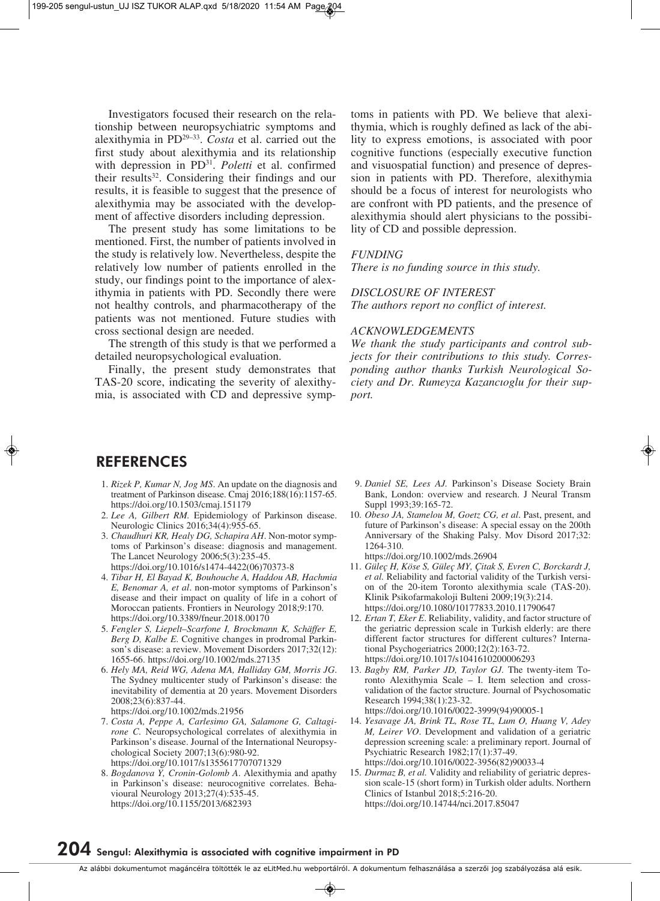Investigators focused their research on the relationship between neuropsychiatric symptoms and alexithymia in PD[29–33]. *Costa* et al. carried out the first study about alexithymia and its relationship with depression in PD[31]. *Poletti* et al. confirmed their results[32]. Considering their findings and our results, it is feasible to suggest that the presence of alexithymia may be associated with the development of affective disorders including depression.

The present study has some limitations to be mentioned. First, the number of patients involved in the study is relatively low. Nevertheless, despite the relatively low number of patients enrolled in the study, our findings point to the importance of alexithymia in patients with PD. Secondly there were not healthy controls, and pharmacotherapy of the patients was not mentioned. Future studies with cross sectional design are needed.

The strength of this study is that we performed a detailed neuropsychological evaluation.

Finally, the present study demonstrates that TAS-20 score, indicating the severity of alexithymia, is associated with CD and depressive symptoms in patients with PD. We believe that alexithymia, which is roughly defined as lack of the ability to express emotions, is associated with poor cognitive functions (especially executive function and visuospatial function) and presence of depression in patients with PD. Therefore, alexithymia should be a focus of interest for neurologists who are confront with PD patients, and the presence of alexithymia should alert physicians to the possibility of CD and possible depression.

*FUNDING*

*There is no funding source in this study.*

*DISCLOSURE OF INTEREST*

*The authors report no conflict of interest.*

*ACKNOWLEDGEMENTS*

*We thank the study participants and control subjects for their contributions to this study. Corresponding author thanks Turkish Neurological Society and Dr. Rumeyza Kazancıoglu for their support.*

## REFERENCES

1. *Rizek P, Kumar N, Jog MS.* An update on the diagnosis and treatment of Parkinson disease. Cmaj 2016;188(16):1157-65. https://doi.org/10.1503/cmaj.151179
2. *Lee A, Gilbert RM.* Epidemiology of Parkinson disease. Neurologic Clinics 2016;34(4):955-65.
3. *Chaudhuri KR, Healy DG, Schapira AH.* Non-motor symptoms of Parkinson's disease: diagnosis and management. The Lancet Neurology 2006;5(3):235-45. https://doi.org/10.1016/s1474-4422(06)70373-8
4. *Tibar H, El Bayad K, Bouhouche A, Haddou AB, Hachmia E, Benomar A, et al.* non-motor symptoms of Parkinson's disease and their impact on quality of life in a cohort of Moroccan patients. Frontiers in Neurology 2018;9:170. https://doi.org/10.3389/fneur.2018.00170
5. *Fengler S, Liepelt–Scarfone I, Brockmann K, Schäffer E, Berg D, Kalbe E.* Cognitive changes in prodromal Parkinson's disease: a review. Movement Disorders 2017;32(12): 1655-66. https://doi.org/10.1002/mds.27135
6. *Hely MA, Reid WG, Adena MA, Halliday GM, Morris JG.* The Sydney multicenter study of Parkinson's disease: the inevitability of dementia at 20 years. Movement Disorders 2008;23(6):837-44. https://doi.org/10.1002/mds.21956
7. *Costa A, Peppe A, Carlesimo GA, Salamone G, Caltagirone C.* Neuropsychological correlates of alexithymia in Parkinson's disease. Journal of the International Neuropsychological Society 2007;13(6):980-92. https://doi.org/10.1017/s1355617707071329
8. *Bogdanova Y, Cronin-Golomb A.* Alexithymia and apathy in Parkinson's disease: neurocognitive correlates. Behavioural Neurology 2013;27(4):535-45. https://doi.org/10.1155/2013/682393
9. *Daniel SE, Lees AJ.* Parkinson's Disease Society Brain Bank, London: overview and research. J Neural Transm Suppl 1993;39:165-72.
10. *Obeso JA, Stamelou M, Goetz CG, et al.* Past, present, and future of Parkinson's disease: A special essay on the 200th Anniversary of the Shaking Palsy. Mov Disord 2017;32: 1264-310. https://doi.org/10.1002/mds.26904
11. *Güleç H, Köse S, Güleç MY, Çitak S, Evren C, Borckardt J, et al.* Reliability and factorial validity of the Turkish version of the 20-item Toronto alexithymia scale (TAS-20). Klinik Psikofarmakoloji Bulteni 2009;19(3):214. https://doi.org/10.1080/10177833.2010.11790647
12. *Ertan T, Eker E.* Reliability, validity, and factor structure of the geriatric depression scale in Turkish elderly: are there different factor structures for different cultures? International Psychogeriatrics 2000;12(2):163-72. https://doi.org/10.1017/s1041610200006293
13. *Bagby RM, Parker JD, Taylor GJ.* The twenty-item Toronto Alexithymia Scale – I. Item selection and cross-validation of the factor structure. Journal of Psychosomatic Research 1994;38(1):23-32. https://doi.org/10.1016/0022-3999(94)90005-1
14. *Yesavage JA, Brink TL, Rose TL, Lum O, Huang V, Adey M, Leirer VO.* Development and validation of a geriatric depression screening scale: a preliminary report. Journal of Psychiatric Research 1982;17(1):37-49. https://doi.org/10.1016/0022-3956(82)90033-4
15. *Durmaz B, et al.* Validity and reliability of geriatric depression scale-15 (short form) in Turkish older adults. Northern Clinics of Istanbul 2018;5:216-20. https://doi.org/10.14744/nci.2017.85047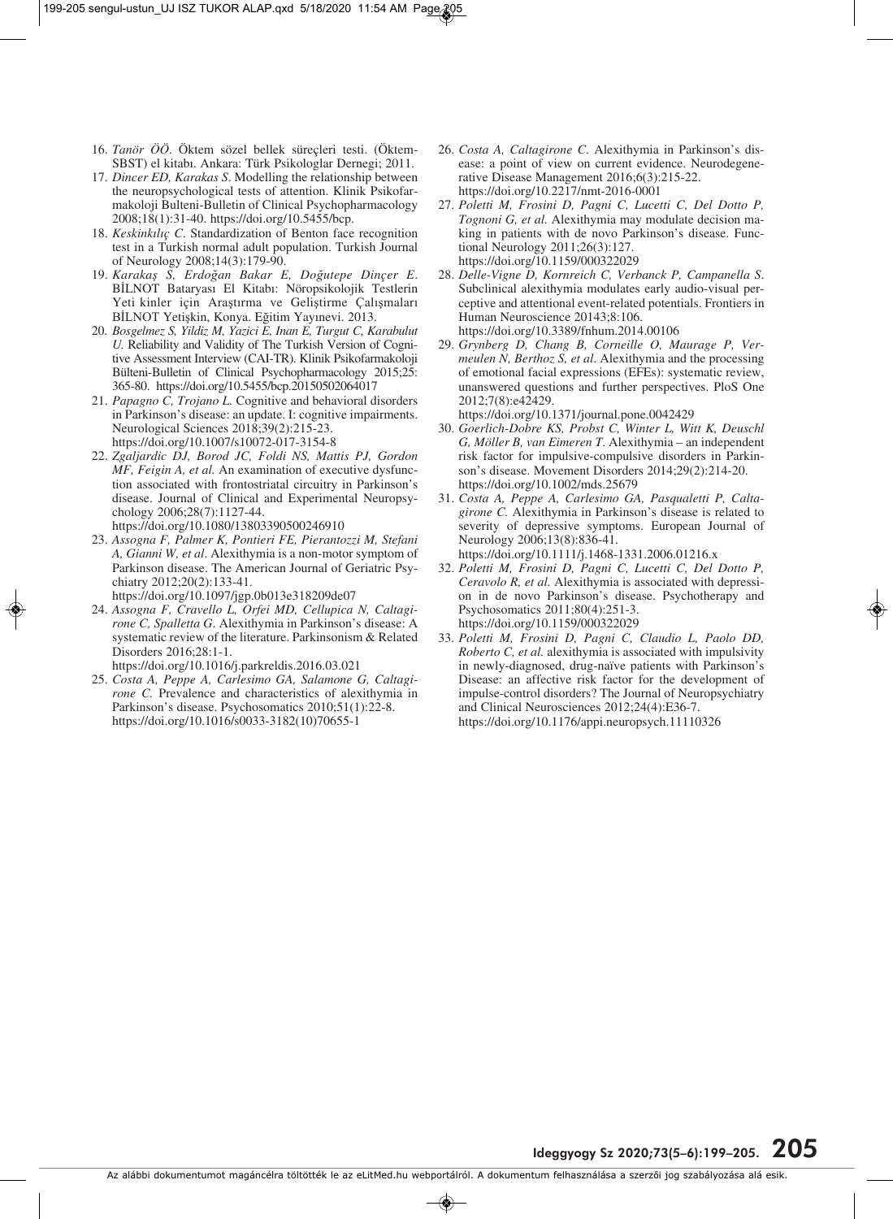16. *Tanör ÖÖ*. Öktem sözel bellek süreçleri testi. (Öktem-SBST) el kitabı. Ankara: Türk Psikologlar Dernegi; 2011.
17. *Dincer ED, Karakas S*. Modelling the relationship between the neuropsychological tests of attention. Klinik Psikofarmakoloji Bulteni-Bulletin of Clinical Psychopharmacology 2008;18(1):31-40. https://doi.org/10.5455/bcp.
18. *Keskinkılıç C*. Standardization of Benton face recognition test in a Turkish normal adult population. Turkish Journal of Neurology 2008;14(3):179-90.
19. *Karakaş S, Erdoğan Bakar E, Doğutepe Dinçer E*. BİLNOT Bataryası El Kitabı: Nöropsikolojik Testlerin Yeti kinler için Araştırma ve Geliştirme Çalışmaları BİLNOT Yetişkin, Konya. Eğitim Yayınevi. 2013.
20. *Bosgelmez S, Yildiz M, Yazici E, Inan E, Turgut C, Karabulut U*. Reliability and Validity of The Turkish Version of Cognitive Assessment Interview (CAI-TR). Klinik Psikofarmakoloji Bülteni-Bulletin of Clinical Psychopharmacology 2015;25: 365-80. https://doi.org/10.5455/bcp.20150502064017
21. *Papagno C, Trojano L.* Cognitive and behavioral disorders in Parkinson's disease: an update. I: cognitive impairments. Neurological Sciences 2018;39(2):215-23. https://doi.org/10.1007/s10072-017-3154-8
22. *Zgaljardic DJ, Borod JC, Foldi NS, Mattis PJ, Gordon MF, Feigin A, et al.* An examination of executive dysfunction associated with frontostriatal circuitry in Parkinson's disease. Journal of Clinical and Experimental Neuropsychology 2006;28(7):1127-44. https://doi.org/10.1080/13803390500246910
23. *Assogna F, Palmer K, Pontieri FE, Pierantozzi M, Stefani A, Gianni W, et al*. Alexithymia is a non-motor symptom of Parkinson disease. The American Journal of Geriatric Psychiatry 2012;20(2):133-41. https://doi.org/10.1097/jgp.0b013e318209de07
24. *Assogna F, Cravello L, Orfei MD, Cellupica N, Caltagirone C, Spalletta G*. Alexithymia in Parkinson's disease: A systematic review of the literature. Parkinsonism & Related Disorders 2016;28:1-1. https://doi.org/10.1016/j.parkreldis.2016.03.021
25. *Costa A, Peppe A, Carlesimo GA, Salamone G, Caltagirone C.* Prevalence and characteristics of alexithymia in Parkinson's disease. Psychosomatics 2010;51(1):22-8. https://doi.org/10.1016/s0033-3182(10)70655-1
26. *Costa A, Caltagirone C*. Alexithymia in Parkinson's disease: a point of view on current evidence. Neurodegenerative Disease Management 2016;6(3):215-22. https://doi.org/10.2217/nmt-2016-0001
27. *Poletti M, Frosini D, Pagni C, Lucetti C, Del Dotto P, Tognoni G, et al.* Alexithymia may modulate decision making in patients with de novo Parkinson's disease. Functional Neurology 2011;26(3):127. https://doi.org/10.1159/000322029
28. *Delle-Vigne D, Kornreich C, Verbanck P, Campanella S*. Subclinical alexithymia modulates early audio-visual perceptive and attentional event-related potentials. Frontiers in Human Neuroscience 20143;8:106. https://doi.org/10.3389/fnhum.2014.00106
29. *Grynberg D, Chang B, Corneille O, Maurage P, Vermeulen N, Berthoz S, et al*. Alexithymia and the processing of emotional facial expressions (EFEs): systematic review, unanswered questions and further perspectives. PloS One 2012;7(8):e42429. https://doi.org/10.1371/journal.pone.0042429
30. *Goerlich-Dobre KS, Probst C, Winter L, Witt K, Deuschl G, Möller B, van Eimeren T*. Alexithymia – an independent risk factor for impulsive-compulsive disorders in Parkinson's disease. Movement Disorders 2014;29(2):214-20. https://doi.org/10.1002/mds.25679
31. *Costa A, Peppe A, Carlesimo GA, Pasqualetti P, Caltagirone C.* Alexithymia in Parkinson's disease is related to severity of depressive symptoms. European Journal of Neurology 2006;13(8):836-41. https://doi.org/10.1111/j.1468-1331.2006.01216.x
32. *Poletti M, Frosini D, Pagni C, Lucetti C, Del Dotto P, Ceravolo R, et al.* Alexithymia is associated with depression in de novo Parkinson's disease. Psychotherapy and Psychosomatics 2011;80(4):251-3. https://doi.org/10.1159/000322029
33. *Poletti M, Frosini D, Pagni C, Claudio L, Paolo DD, Roberto C, et al.* alexithymia is associated with impulsivity in newly-diagnosed, drug-naïve patients with Parkinson's Disease: an affective risk factor for the development of impulse-control disorders? The Journal of Neuropsychiatry and Clinical Neurosciences 2012;24(4):E36-7. https://doi.org/10.1176/appi.neuropsych.11110326